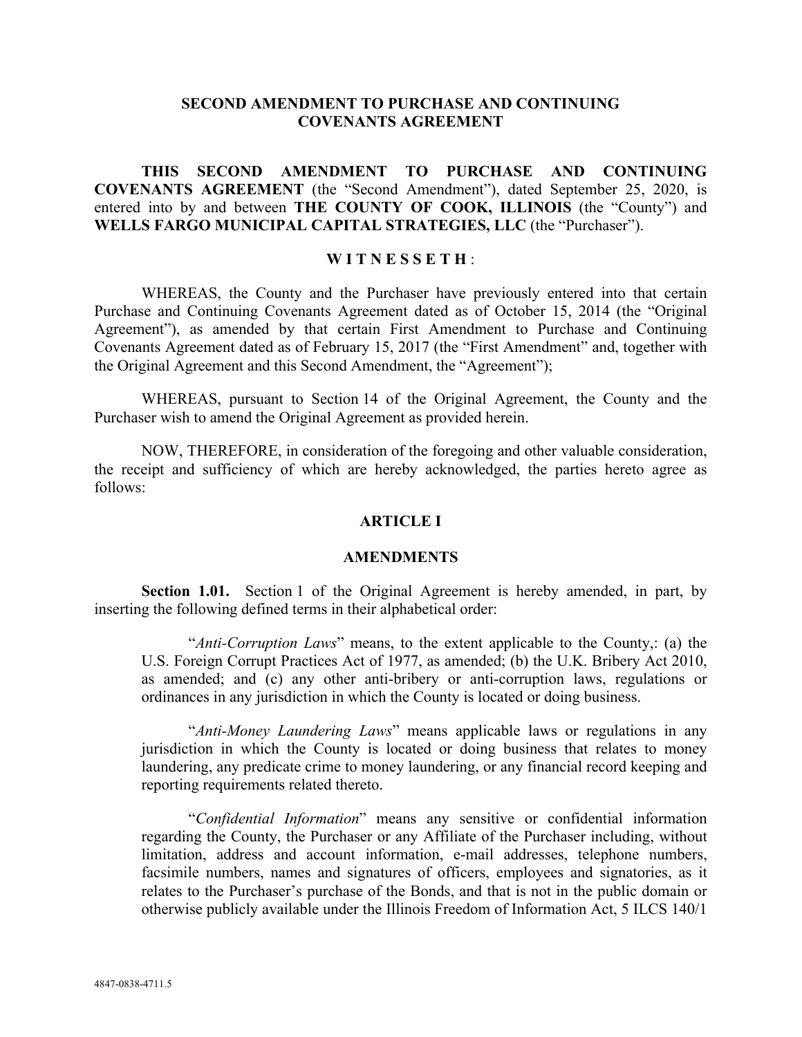# SECOND AMENDMENT TO PURCHASE AND CONTINUING COVENANTS AGREEMENT

**THIS SECOND AMENDMENT TO PURCHASE AND CONTINUING COVENANTS AGREEMENT** (the "Second Amendment"), dated September 25, 2020, is entered into by and between **THE COUNTY OF COOK, ILLINOIS** (the "County") and **WELLS FARGO MUNICIPAL CAPITAL STRATEGIES, LLC** (the "Purchaser").

**W I T N E S S E T H**:

WHEREAS, the County and the Purchaser have previously entered into that certain Purchase and Continuing Covenants Agreement dated as of October 15, 2014 (the "Original Agreement"), as amended by that certain First Amendment to Purchase and Continuing Covenants Agreement dated as of February 15, 2017 (the "First Amendment" and, together with the Original Agreement and this Second Amendment, the "Agreement");

WHEREAS, pursuant to Section 14 of the Original Agreement, the County and the Purchaser wish to amend the Original Agreement as provided herein.

NOW, THEREFORE, in consideration of the foregoing and other valuable consideration, the receipt and sufficiency of which are hereby acknowledged, the parties hereto agree as follows:

## ARTICLE I

## AMENDMENTS

**Section 1.01.** Section 1 of the Original Agreement is hereby amended, in part, by inserting the following defined terms in their alphabetical order:

"*Anti-Corruption Laws*" means, to the extent applicable to the County,: (a) the U.S. Foreign Corrupt Practices Act of 1977, as amended; (b) the U.K. Bribery Act 2010, as amended; and (c) any other anti-bribery or anti-corruption laws, regulations or ordinances in any jurisdiction in which the County is located or doing business.

"*Anti-Money Laundering Laws*" means applicable laws or regulations in any jurisdiction in which the County is located or doing business that relates to money laundering, any predicate crime to money laundering, or any financial record keeping and reporting requirements related thereto.

"*Confidential Information*" means any sensitive or confidential information regarding the County, the Purchaser or any Affiliate of the Purchaser including, without limitation, address and account information, e-mail addresses, telephone numbers, facsimile numbers, names and signatures of officers, employees and signatories, as it relates to the Purchaser's purchase of the Bonds, and that is not in the public domain or otherwise publicly available under the Illinois Freedom of Information Act, 5 ILCS 140/1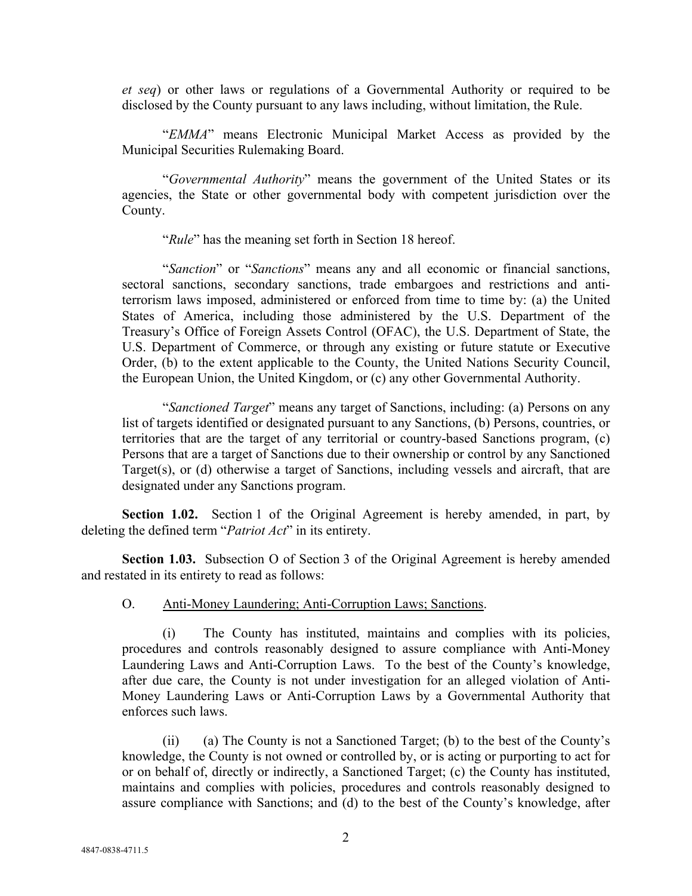*et seq*) or other laws or regulations of a Governmental Authority or required to be disclosed by the County pursuant to any laws including, without limitation, the Rule.

"*EMMA*" means Electronic Municipal Market Access as provided by the Municipal Securities Rulemaking Board.

"*Governmental Authority*" means the government of the United States or its agencies, the State or other governmental body with competent jurisdiction over the County.

"*Rule*" has the meaning set forth in Section 18 hereof.

"*Sanction*" or "*Sanctions*" means any and all economic or financial sanctions, sectoral sanctions, secondary sanctions, trade embargoes and restrictions and anti-terrorism laws imposed, administered or enforced from time to time by: (a) the United States of America, including those administered by the U.S. Department of the Treasury's Office of Foreign Assets Control (OFAC), the U.S. Department of State, the U.S. Department of Commerce, or through any existing or future statute or Executive Order, (b) to the extent applicable to the County, the United Nations Security Council, the European Union, the United Kingdom, or (c) any other Governmental Authority.

"*Sanctioned Target*" means any target of Sanctions, including: (a) Persons on any list of targets identified or designated pursuant to any Sanctions, (b) Persons, countries, or territories that are the target of any territorial or country-based Sanctions program, (c) Persons that are a target of Sanctions due to their ownership or control by any Sanctioned Target(s), or (d) otherwise a target of Sanctions, including vessels and aircraft, that are designated under any Sanctions program.

**Section 1.02.** Section 1 of the Original Agreement is hereby amended, in part, by deleting the defined term "*Patriot Act*" in its entirety.

**Section 1.03.** Subsection O of Section 3 of the Original Agreement is hereby amended and restated in its entirety to read as follows:

O. Anti-Money Laundering; Anti-Corruption Laws; Sanctions.

(i) The County has instituted, maintains and complies with its policies, procedures and controls reasonably designed to assure compliance with Anti-Money Laundering Laws and Anti-Corruption Laws. To the best of the County's knowledge, after due care, the County is not under investigation for an alleged violation of Anti-Money Laundering Laws or Anti-Corruption Laws by a Governmental Authority that enforces such laws.

(ii) (a) The County is not a Sanctioned Target; (b) to the best of the County's knowledge, the County is not owned or controlled by, or is acting or purporting to act for or on behalf of, directly or indirectly, a Sanctioned Target; (c) the County has instituted, maintains and complies with policies, procedures and controls reasonably designed to assure compliance with Sanctions; and (d) to the best of the County's knowledge, after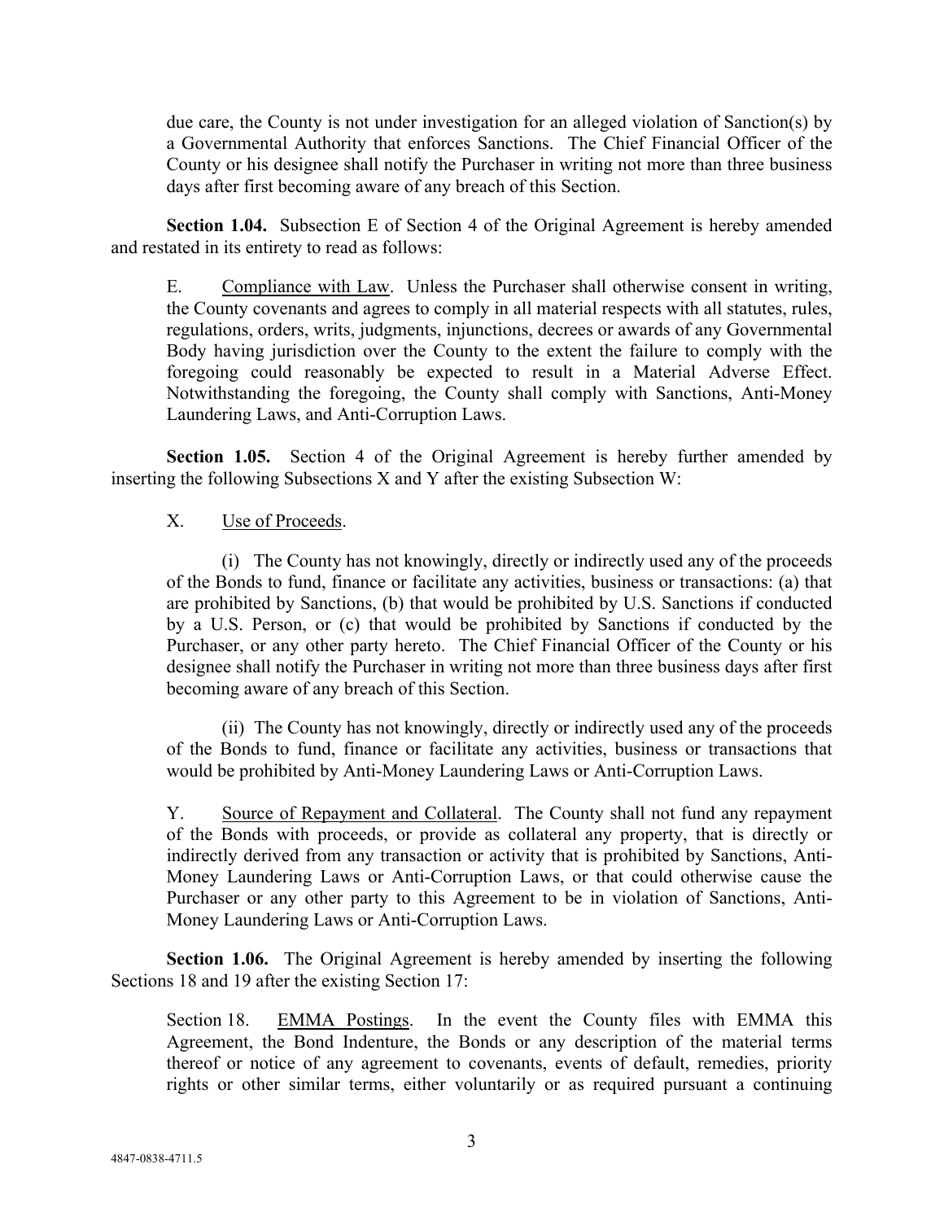due care, the County is not under investigation for an alleged violation of Sanction(s) by a Governmental Authority that enforces Sanctions. The Chief Financial Officer of the County or his designee shall notify the Purchaser in writing not more than three business days after first becoming aware of any breach of this Section.

**Section 1.04.** Subsection E of Section 4 of the Original Agreement is hereby amended and restated in its entirety to read as follows:

> E. Compliance with Law. Unless the Purchaser shall otherwise consent in writing, the County covenants and agrees to comply in all material respects with all statutes, rules, regulations, orders, writs, judgments, injunctions, decrees or awards of any Governmental Body having jurisdiction over the County to the extent the failure to comply with the foregoing could reasonably be expected to result in a Material Adverse Effect. Notwithstanding the foregoing, the County shall comply with Sanctions, Anti-Money Laundering Laws, and Anti-Corruption Laws.

**Section 1.05.** Section 4 of the Original Agreement is hereby further amended by inserting the following Subsections X and Y after the existing Subsection W:

> X. Use of Proceeds.
>
> (i) The County has not knowingly, directly or indirectly used any of the proceeds of the Bonds to fund, finance or facilitate any activities, business or transactions: (a) that are prohibited by Sanctions, (b) that would be prohibited by U.S. Sanctions if conducted by a U.S. Person, or (c) that would be prohibited by Sanctions if conducted by the Purchaser, or any other party hereto. The Chief Financial Officer of the County or his designee shall notify the Purchaser in writing not more than three business days after first becoming aware of any breach of this Section.
>
> (ii) The County has not knowingly, directly or indirectly used any of the proceeds of the Bonds to fund, finance or facilitate any activities, business or transactions that would be prohibited by Anti-Money Laundering Laws or Anti-Corruption Laws.
>
> Y. Source of Repayment and Collateral. The County shall not fund any repayment of the Bonds with proceeds, or provide as collateral any property, that is directly or indirectly derived from any transaction or activity that is prohibited by Sanctions, Anti-Money Laundering Laws or Anti-Corruption Laws, or that could otherwise cause the Purchaser or any other party to this Agreement to be in violation of Sanctions, Anti-Money Laundering Laws or Anti-Corruption Laws.

**Section 1.06.** The Original Agreement is hereby amended by inserting the following Sections 18 and 19 after the existing Section 17:

> Section 18. EMMA Postings. In the event the County files with EMMA this Agreement, the Bond Indenture, the Bonds or any description of the material terms thereof or notice of any agreement to covenants, events of default, remedies, priority rights or other similar terms, either voluntarily or as required pursuant a continuing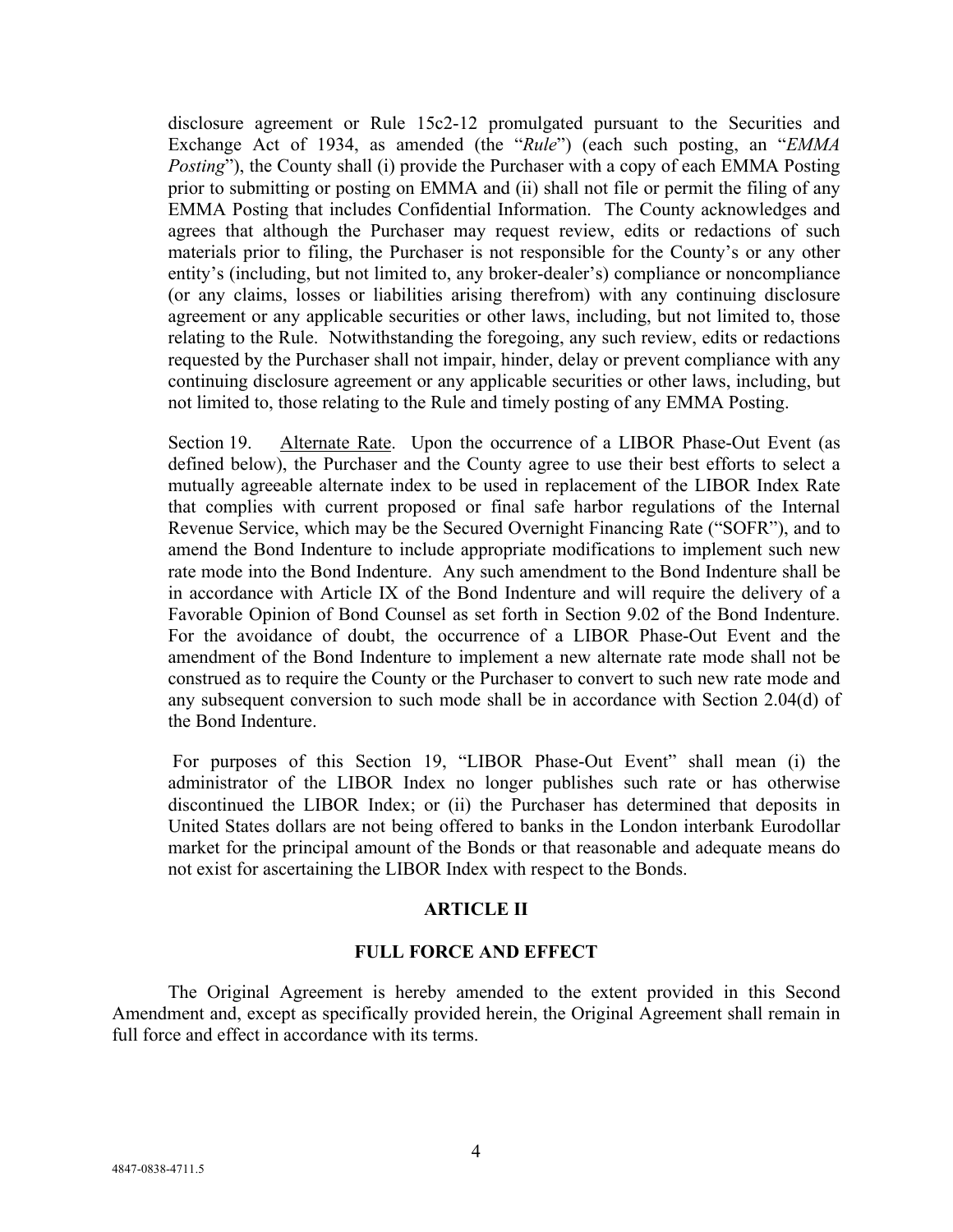disclosure agreement or Rule 15c2-12 promulgated pursuant to the Securities and Exchange Act of 1934, as amended (the "*Rule*") (each such posting, an "*EMMA Posting*"), the County shall (i) provide the Purchaser with a copy of each EMMA Posting prior to submitting or posting on EMMA and (ii) shall not file or permit the filing of any EMMA Posting that includes Confidential Information. The County acknowledges and agrees that although the Purchaser may request review, edits or redactions of such materials prior to filing, the Purchaser is not responsible for the County's or any other entity's (including, but not limited to, any broker-dealer's) compliance or noncompliance (or any claims, losses or liabilities arising therefrom) with any continuing disclosure agreement or any applicable securities or other laws, including, but not limited to, those relating to the Rule. Notwithstanding the foregoing, any such review, edits or redactions requested by the Purchaser shall not impair, hinder, delay or prevent compliance with any continuing disclosure agreement or any applicable securities or other laws, including, but not limited to, those relating to the Rule and timely posting of any EMMA Posting.

Section 19. Alternate Rate. Upon the occurrence of a LIBOR Phase-Out Event (as defined below), the Purchaser and the County agree to use their best efforts to select a mutually agreeable alternate index to be used in replacement of the LIBOR Index Rate that complies with current proposed or final safe harbor regulations of the Internal Revenue Service, which may be the Secured Overnight Financing Rate ("SOFR"), and to amend the Bond Indenture to include appropriate modifications to implement such new rate mode into the Bond Indenture. Any such amendment to the Bond Indenture shall be in accordance with Article IX of the Bond Indenture and will require the delivery of a Favorable Opinion of Bond Counsel as set forth in Section 9.02 of the Bond Indenture. For the avoidance of doubt, the occurrence of a LIBOR Phase-Out Event and the amendment of the Bond Indenture to implement a new alternate rate mode shall not be construed as to require the County or the Purchaser to convert to such new rate mode and any subsequent conversion to such mode shall be in accordance with Section 2.04(d) of the Bond Indenture.

For purposes of this Section 19, "LIBOR Phase-Out Event" shall mean (i) the administrator of the LIBOR Index no longer publishes such rate or has otherwise discontinued the LIBOR Index; or (ii) the Purchaser has determined that deposits in United States dollars are not being offered to banks in the London interbank Eurodollar market for the principal amount of the Bonds or that reasonable and adequate means do not exist for ascertaining the LIBOR Index with respect to the Bonds.

## ARTICLE II

## FULL FORCE AND EFFECT

The Original Agreement is hereby amended to the extent provided in this Second Amendment and, except as specifically provided herein, the Original Agreement shall remain in full force and effect in accordance with its terms.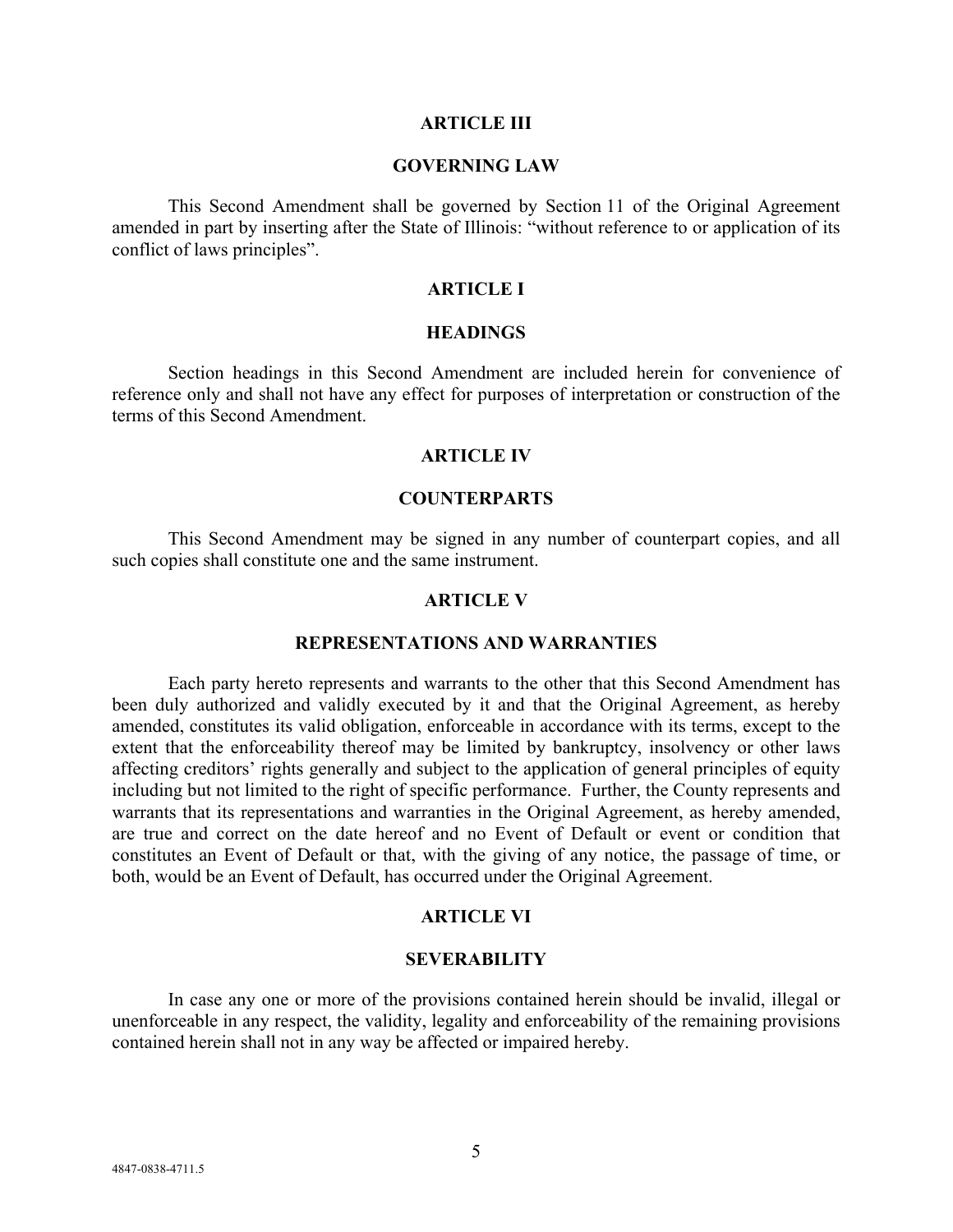## ARTICLE III

## GOVERNING LAW

This Second Amendment shall be governed by Section 11 of the Original Agreement amended in part by inserting after the State of Illinois: "without reference to or application of its conflict of laws principles".

## ARTICLE I

## HEADINGS

Section headings in this Second Amendment are included herein for convenience of reference only and shall not have any effect for purposes of interpretation or construction of the terms of this Second Amendment.

## ARTICLE IV

## COUNTERPARTS

This Second Amendment may be signed in any number of counterpart copies, and all such copies shall constitute one and the same instrument.

## ARTICLE V

## REPRESENTATIONS AND WARRANTIES

Each party hereto represents and warrants to the other that this Second Amendment has been duly authorized and validly executed by it and that the Original Agreement, as hereby amended, constitutes its valid obligation, enforceable in accordance with its terms, except to the extent that the enforceability thereof may be limited by bankruptcy, insolvency or other laws affecting creditors' rights generally and subject to the application of general principles of equity including but not limited to the right of specific performance. Further, the County represents and warrants that its representations and warranties in the Original Agreement, as hereby amended, are true and correct on the date hereof and no Event of Default or event or condition that constitutes an Event of Default or that, with the giving of any notice, the passage of time, or both, would be an Event of Default, has occurred under the Original Agreement.

## ARTICLE VI

## SEVERABILITY

In case any one or more of the provisions contained herein should be invalid, illegal or unenforceable in any respect, the validity, legality and enforceability of the remaining provisions contained herein shall not in any way be affected or impaired hereby.

4847-0838-4711.5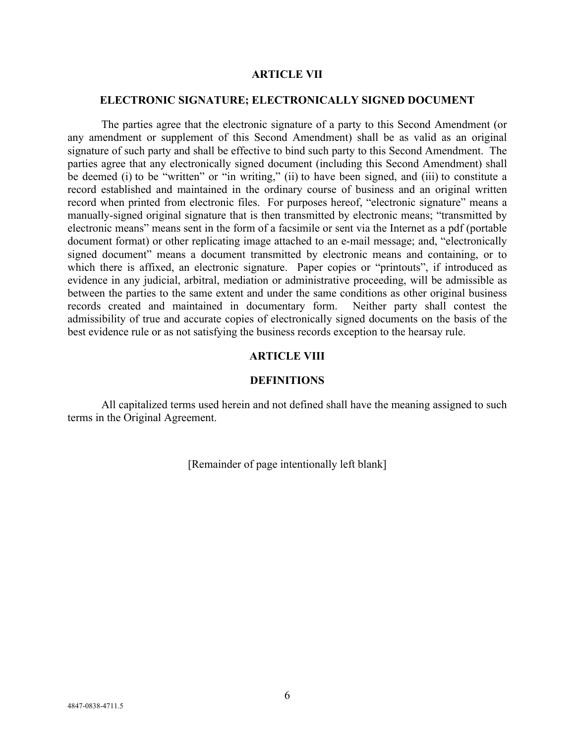## ARTICLE VII

## ELECTRONIC SIGNATURE; ELECTRONICALLY SIGNED DOCUMENT

The parties agree that the electronic signature of a party to this Second Amendment (or any amendment or supplement of this Second Amendment) shall be as valid as an original signature of such party and shall be effective to bind such party to this Second Amendment. The parties agree that any electronically signed document (including this Second Amendment) shall be deemed (i) to be "written" or "in writing," (ii) to have been signed, and (iii) to constitute a record established and maintained in the ordinary course of business and an original written record when printed from electronic files. For purposes hereof, "electronic signature" means a manually-signed original signature that is then transmitted by electronic means; "transmitted by electronic means" means sent in the form of a facsimile or sent via the Internet as a pdf (portable document format) or other replicating image attached to an e-mail message; and, "electronically signed document" means a document transmitted by electronic means and containing, or to which there is affixed, an electronic signature. Paper copies or "printouts", if introduced as evidence in any judicial, arbitral, mediation or administrative proceeding, will be admissible as between the parties to the same extent and under the same conditions as other original business records created and maintained in documentary form. Neither party shall contest the admissibility of true and accurate copies of electronically signed documents on the basis of the best evidence rule or as not satisfying the business records exception to the hearsay rule.

## ARTICLE VIII

## DEFINITIONS

All capitalized terms used herein and not defined shall have the meaning assigned to such terms in the Original Agreement.

[Remainder of page intentionally left blank]

4847-0838-4711.5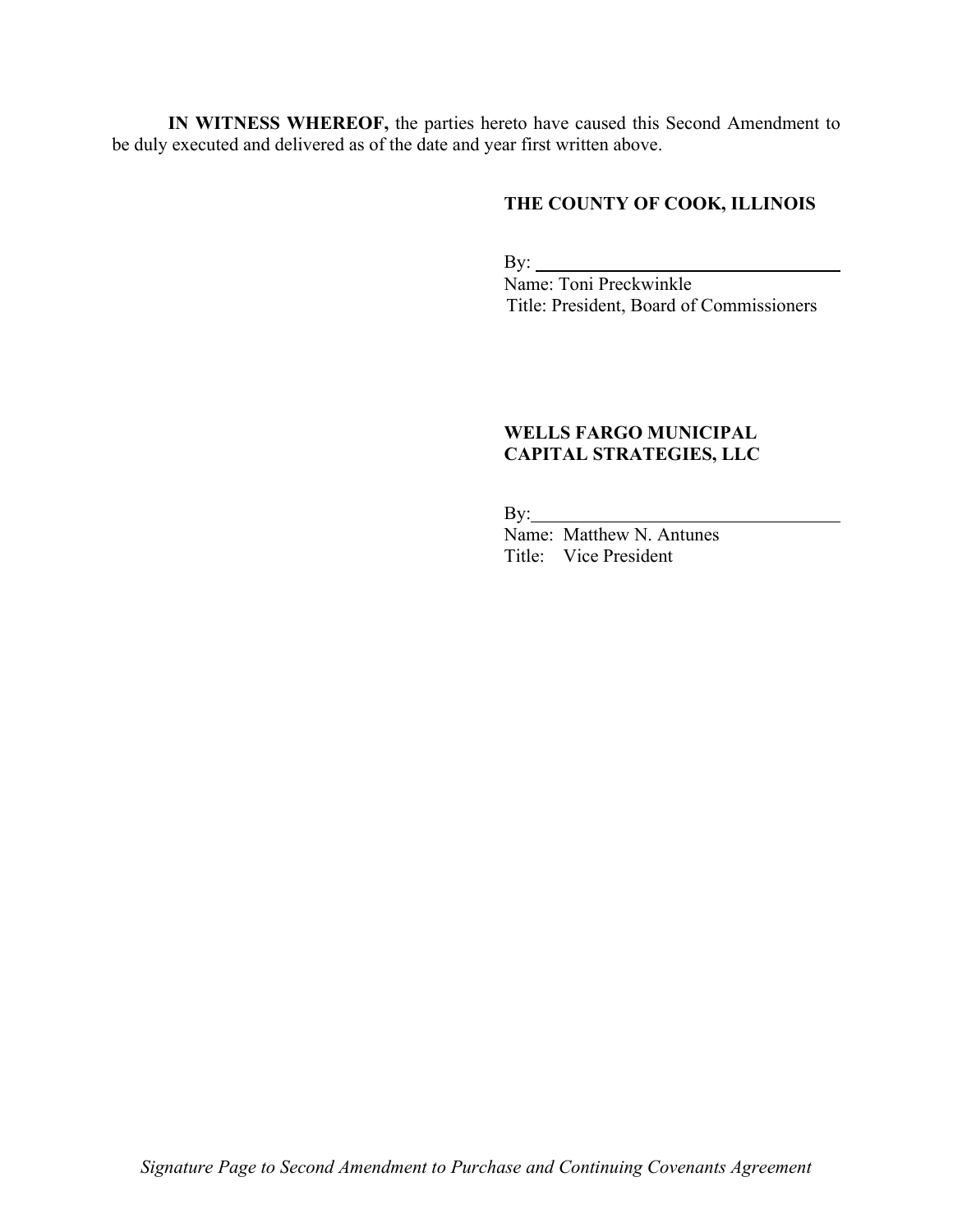**IN WITNESS WHEREOF,** the parties hereto have caused this Second Amendment to be duly executed and delivered as of the date and year first written above.

**THE COUNTY OF COOK, ILLINOIS**

By: ___________________________________
Name: Toni Preckwinkle
Title: President, Board of Commissioners

**WELLS FARGO MUNICIPAL CAPITAL STRATEGIES, LLC**

By: ___________________________________
Name: Matthew N. Antunes
Title: Vice President

*Signature Page to Second Amendment to Purchase and Continuing Covenants Agreement*